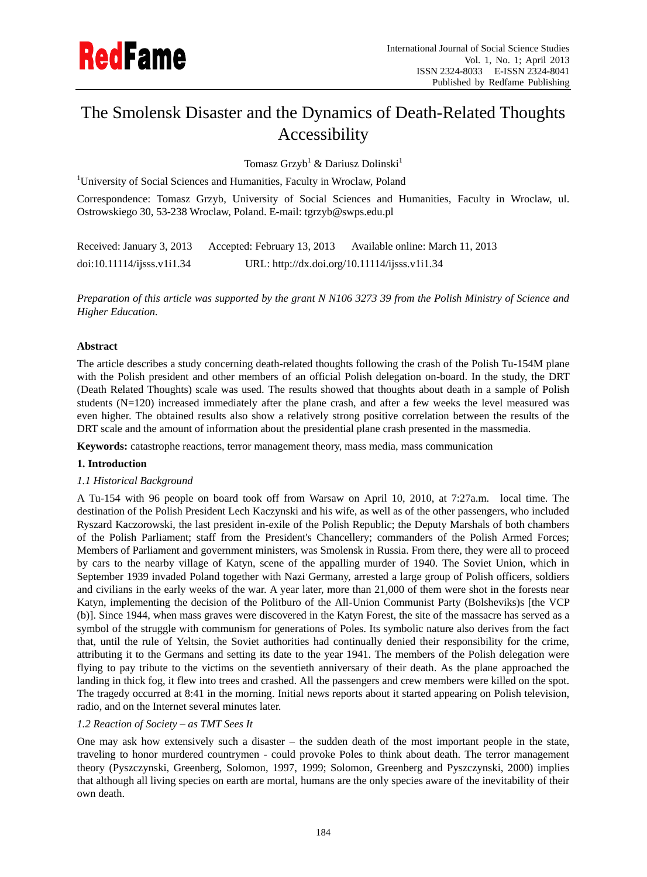# The Smolensk Disaster and the Dynamics of Death-Related Thoughts Accessibility

Tomasz Grzyb[1] & Dariusz Dolinski[1]

[1]University of Social Sciences and Humanities, Faculty in Wroclaw, Poland

Correspondence: Tomasz Grzyb, University of Social Sciences and Humanities, Faculty in Wroclaw, ul. Ostrowskiego 30, 53-238 Wroclaw, Poland. E-mail: tgrzyb@swps.edu.pl

Received: January 3, 2013    Accepted: February 13, 2013    Available online: March 11, 2013

doi:10.11114/ijsss.v1i1.34    URL: http://dx.doi.org/10.11114/ijsss.v1i1.34

*Preparation of this article was supported by the grant N N106 3273 39 from the Polish Ministry of Science and Higher Education.*

**Abstract**

The article describes a study concerning death-related thoughts following the crash of the Polish Tu-154M plane with the Polish president and other members of an official Polish delegation on-board. In the study, the DRT (Death Related Thoughts) scale was used. The results showed that thoughts about death in a sample of Polish students (N=120) increased immediately after the plane crash, and after a few weeks the level measured was even higher. The obtained results also show a relatively strong positive correlation between the results of the DRT scale and the amount of information about the presidential plane crash presented in the massmedia.

**Keywords:** catastrophe reactions, terror management theory, mass media, mass communication

## 1. Introduction

### *1.1 Historical Background*

A Tu-154 with 96 people on board took off from Warsaw on April 10, 2010, at 7:27a.m. local time. The destination of the Polish President Lech Kaczynski and his wife, as well as of the other passengers, who included Ryszard Kaczorowski, the last president in-exile of the Polish Republic; the Deputy Marshals of both chambers of the Polish Parliament; staff from the President's Chancellery; commanders of the Polish Armed Forces; Members of Parliament and government ministers, was Smolensk in Russia. From there, they were all to proceed by cars to the nearby village of Katyn, scene of the appalling murder of 1940. The Soviet Union, which in September 1939 invaded Poland together with Nazi Germany, arrested a large group of Polish officers, soldiers and civilians in the early weeks of the war. A year later, more than 21,000 of them were shot in the forests near Katyn, implementing the decision of the Politburo of the All-Union Communist Party (Bolsheviks)s [the VCP (b)]. Since 1944, when mass graves were discovered in the Katyn Forest, the site of the massacre has served as a symbol of the struggle with communism for generations of Poles. Its symbolic nature also derives from the fact that, until the rule of Yeltsin, the Soviet authorities continually denied their responsibility for the crime, attributing it to the Germans and setting its date to the year 1941. The members of the Polish delegation were flying to pay tribute to the victims on the seventieth anniversary of their death. As the plane approached the landing in thick fog, it flew into trees and crashed. All the passengers and crew members were killed on the spot. The tragedy occurred at 8:41 in the morning. Initial news reports about it started appearing on Polish television, radio, and on the Internet several minutes later.

### *1.2 Reaction of Society – as TMT Sees It*

One may ask how extensively such a disaster – the sudden death of the most important people in the state, traveling to honor murdered countrymen - could provoke Poles to think about death. The terror management theory (Pyszczynski, Greenberg, Solomon, 1997, 1999; Solomon, Greenberg and Pyszczynski, 2000) implies that although all living species on earth are mortal, humans are the only species aware of the inevitability of their own death.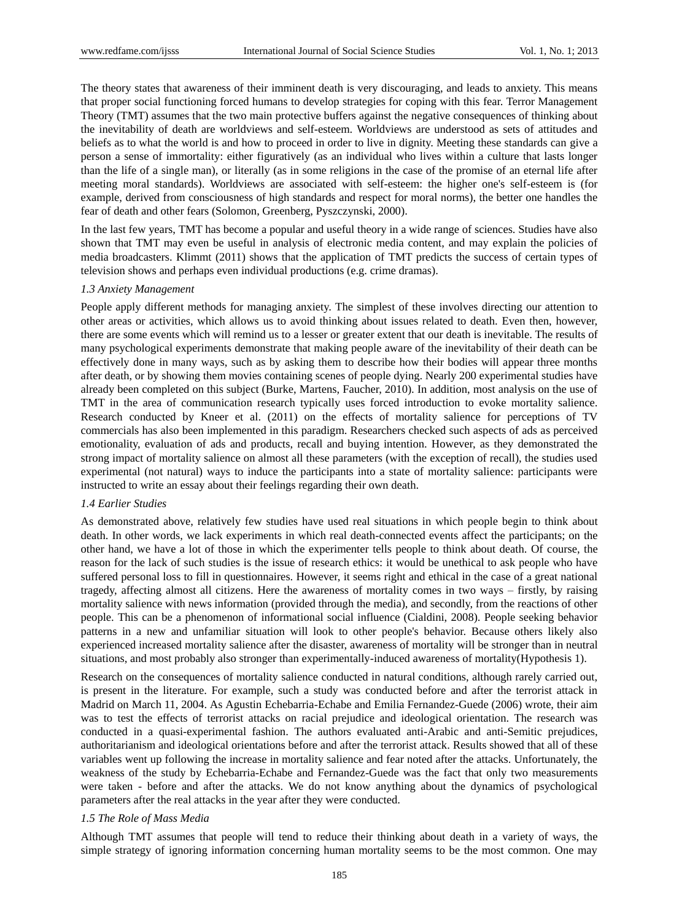The theory states that awareness of their imminent death is very discouraging, and leads to anxiety. This means that proper social functioning forced humans to develop strategies for coping with this fear. Terror Management Theory (TMT) assumes that the two main protective buffers against the negative consequences of thinking about the inevitability of death are worldviews and self-esteem. Worldviews are understood as sets of attitudes and beliefs as to what the world is and how to proceed in order to live in dignity. Meeting these standards can give a person a sense of immortality: either figuratively (as an individual who lives within a culture that lasts longer than the life of a single man), or literally (as in some religions in the case of the promise of an eternal life after meeting moral standards). Worldviews are associated with self-esteem: the higher one's self-esteem is (for example, derived from consciousness of high standards and respect for moral norms), the better one handles the fear of death and other fears (Solomon, Greenberg, Pyszczynski, 2000).

In the last few years, TMT has become a popular and useful theory in a wide range of sciences. Studies have also shown that TMT may even be useful in analysis of electronic media content, and may explain the policies of media broadcasters. Klimmt (2011) shows that the application of TMT predicts the success of certain types of television shows and perhaps even individual productions (e.g. crime dramas).

### *1.3 Anxiety Management*

People apply different methods for managing anxiety. The simplest of these involves directing our attention to other areas or activities, which allows us to avoid thinking about issues related to death. Even then, however, there are some events which will remind us to a lesser or greater extent that our death is inevitable. The results of many psychological experiments demonstrate that making people aware of the inevitability of their death can be effectively done in many ways, such as by asking them to describe how their bodies will appear three months after death, or by showing them movies containing scenes of people dying. Nearly 200 experimental studies have already been completed on this subject (Burke, Martens, Faucher, 2010). In addition, most analysis on the use of TMT in the area of communication research typically uses forced introduction to evoke mortality salience. Research conducted by Kneer et al. (2011) on the effects of mortality salience for perceptions of TV commercials has also been implemented in this paradigm. Researchers checked such aspects of ads as perceived emotionality, evaluation of ads and products, recall and buying intention. However, as they demonstrated the strong impact of mortality salience on almost all these parameters (with the exception of recall), the studies used experimental (not natural) ways to induce the participants into a state of mortality salience: participants were instructed to write an essay about their feelings regarding their own death.

### *1.4 Earlier Studies*

As demonstrated above, relatively few studies have used real situations in which people begin to think about death. In other words, we lack experiments in which real death-connected events affect the participants; on the other hand, we have a lot of those in which the experimenter tells people to think about death. Of course, the reason for the lack of such studies is the issue of research ethics: it would be unethical to ask people who have suffered personal loss to fill in questionnaires. However, it seems right and ethical in the case of a great national tragedy, affecting almost all citizens. Here the awareness of mortality comes in two ways – firstly, by raising mortality salience with news information (provided through the media), and secondly, from the reactions of other people. This can be a phenomenon of informational social influence (Cialdini, 2008). People seeking behavior patterns in a new and unfamiliar situation will look to other people's behavior. Because others likely also experienced increased mortality salience after the disaster, awareness of mortality will be stronger than in neutral situations, and most probably also stronger than experimentally-induced awareness of mortality(Hypothesis 1).

Research on the consequences of mortality salience conducted in natural conditions, although rarely carried out, is present in the literature. For example, such a study was conducted before and after the terrorist attack in Madrid on March 11, 2004. As Agustin Echebarria-Echabe and Emilia Fernandez-Guede (2006) wrote, their aim was to test the effects of terrorist attacks on racial prejudice and ideological orientation. The research was conducted in a quasi-experimental fashion. The authors evaluated anti-Arabic and anti-Semitic prejudices, authoritarianism and ideological orientations before and after the terrorist attack. Results showed that all of these variables went up following the increase in mortality salience and fear noted after the attacks. Unfortunately, the weakness of the study by Echebarria-Echabe and Fernandez-Guede was the fact that only two measurements were taken - before and after the attacks. We do not know anything about the dynamics of psychological parameters after the real attacks in the year after they were conducted.

### *1.5 The Role of Mass Media*

Although TMT assumes that people will tend to reduce their thinking about death in a variety of ways, the simple strategy of ignoring information concerning human mortality seems to be the most common. One may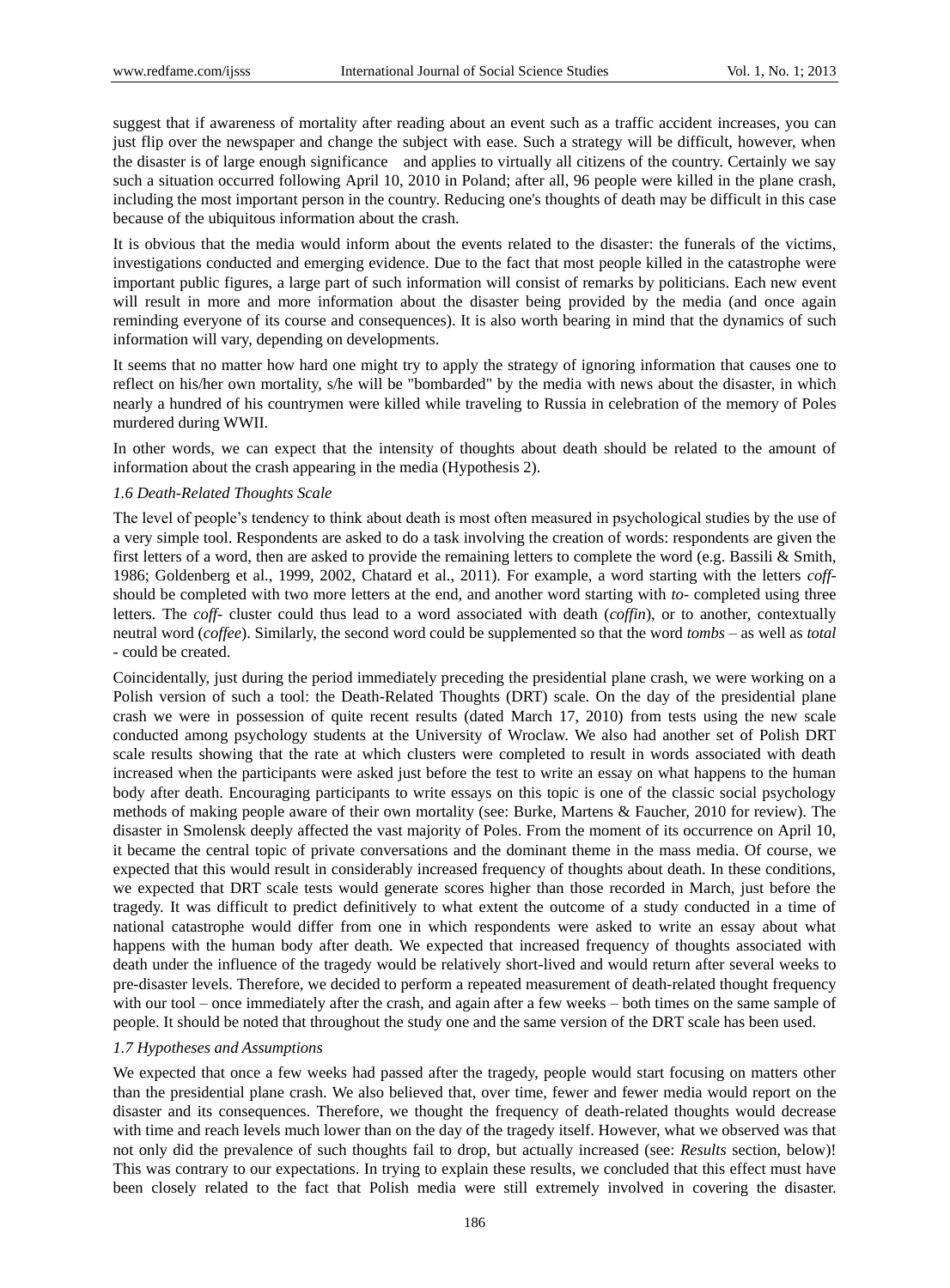suggest that if awareness of mortality after reading about an event such as a traffic accident increases, you can just flip over the newspaper and change the subject with ease. Such a strategy will be difficult, however, when the disaster is of large enough significance and applies to virtually all citizens of the country. Certainly we say such a situation occurred following April 10, 2010 in Poland; after all, 96 people were killed in the plane crash, including the most important person in the country. Reducing one's thoughts of death may be difficult in this case because of the ubiquitous information about the crash.

It is obvious that the media would inform about the events related to the disaster: the funerals of the victims, investigations conducted and emerging evidence. Due to the fact that most people killed in the catastrophe were important public figures, a large part of such information will consist of remarks by politicians. Each new event will result in more and more information about the disaster being provided by the media (and once again reminding everyone of its course and consequences). It is also worth bearing in mind that the dynamics of such information will vary, depending on developments.

It seems that no matter how hard one might try to apply the strategy of ignoring information that causes one to reflect on his/her own mortality, s/he will be "bombarded" by the media with news about the disaster, in which nearly a hundred of his countrymen were killed while traveling to Russia in celebration of the memory of Poles murdered during WWII.

In other words, we can expect that the intensity of thoughts about death should be related to the amount of information about the crash appearing in the media (Hypothesis 2).

### *1.6 Death-Related Thoughts Scale*

The level of people's tendency to think about death is most often measured in psychological studies by the use of a very simple tool. Respondents are asked to do a task involving the creation of words: respondents are given the first letters of a word, then are asked to provide the remaining letters to complete the word (e.g. Bassili & Smith, 1986; Goldenberg et al., 1999, 2002, Chatard et al., 2011). For example, a word starting with the letters *coff-* should be completed with two more letters at the end, and another word starting with *to-* completed using three letters. The *coff-* cluster could thus lead to a word associated with death (*coffin*), or to another, contextually neutral word (*coffee*). Similarly, the second word could be supplemented so that the word *tombs* – as well as *total* - could be created.

Coincidentally, just during the period immediately preceding the presidential plane crash, we were working on a Polish version of such a tool: the Death-Related Thoughts (DRT) scale. On the day of the presidential plane crash we were in possession of quite recent results (dated March 17, 2010) from tests using the new scale conducted among psychology students at the University of Wroclaw. We also had another set of Polish DRT scale results showing that the rate at which clusters were completed to result in words associated with death increased when the participants were asked just before the test to write an essay on what happens to the human body after death. Encouraging participants to write essays on this topic is one of the classic social psychology methods of making people aware of their own mortality (see: Burke, Martens & Faucher, 2010 for review). The disaster in Smolensk deeply affected the vast majority of Poles. From the moment of its occurrence on April 10, it became the central topic of private conversations and the dominant theme in the mass media. Of course, we expected that this would result in considerably increased frequency of thoughts about death. In these conditions, we expected that DRT scale tests would generate scores higher than those recorded in March, just before the tragedy. It was difficult to predict definitively to what extent the outcome of a study conducted in a time of national catastrophe would differ from one in which respondents were asked to write an essay about what happens with the human body after death. We expected that increased frequency of thoughts associated with death under the influence of the tragedy would be relatively short-lived and would return after several weeks to pre-disaster levels. Therefore, we decided to perform a repeated measurement of death-related thought frequency with our tool – once immediately after the crash, and again after a few weeks – both times on the same sample of people. It should be noted that throughout the study one and the same version of the DRT scale has been used.

### *1.7 Hypotheses and Assumptions*

We expected that once a few weeks had passed after the tragedy, people would start focusing on matters other than the presidential plane crash. We also believed that, over time, fewer and fewer media would report on the disaster and its consequences. Therefore, we thought the frequency of death-related thoughts would decrease with time and reach levels much lower than on the day of the tragedy itself. However, what we observed was that not only did the prevalence of such thoughts fail to drop, but actually increased (see: *Results* section, below)! This was contrary to our expectations. In trying to explain these results, we concluded that this effect must have been closely related to the fact that Polish media were still extremely involved in covering the disaster.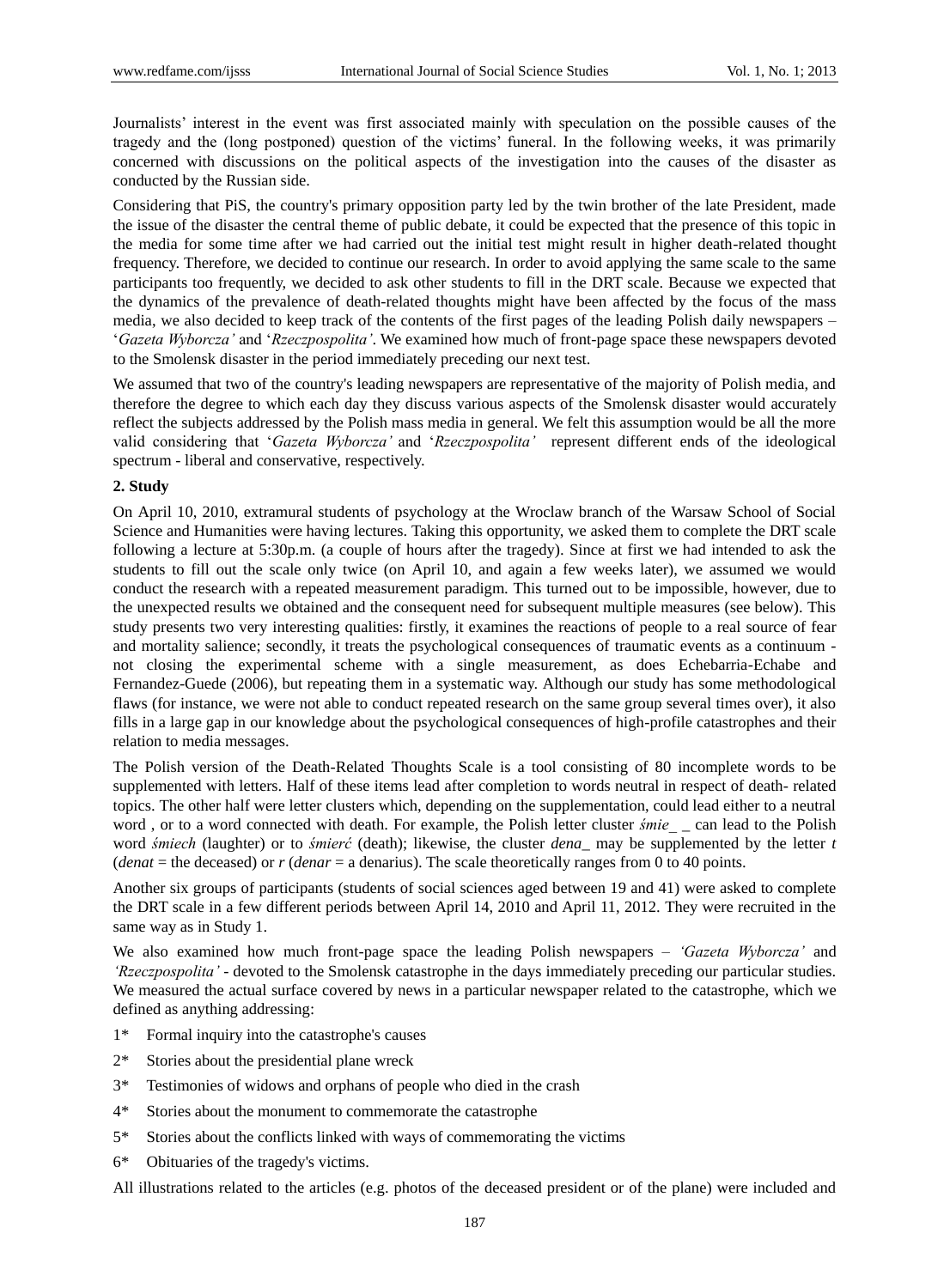Journalists' interest in the event was first associated mainly with speculation on the possible causes of the tragedy and the (long postponed) question of the victims' funeral. In the following weeks, it was primarily concerned with discussions on the political aspects of the investigation into the causes of the disaster as conducted by the Russian side.

Considering that PiS, the country's primary opposition party led by the twin brother of the late President, made the issue of the disaster the central theme of public debate, it could be expected that the presence of this topic in the media for some time after we had carried out the initial test might result in higher death-related thought frequency. Therefore, we decided to continue our research. In order to avoid applying the same scale to the same participants too frequently, we decided to ask other students to fill in the DRT scale. Because we expected that the dynamics of the prevalence of death-related thoughts might have been affected by the focus of the mass media, we also decided to keep track of the contents of the first pages of the leading Polish daily newspapers – '*Gazeta Wyborcza'* and '*Rzeczpospolita'*. We examined how much of front-page space these newspapers devoted to the Smolensk disaster in the period immediately preceding our next test.

We assumed that two of the country's leading newspapers are representative of the majority of Polish media, and therefore the degree to which each day they discuss various aspects of the Smolensk disaster would accurately reflect the subjects addressed by the Polish mass media in general. We felt this assumption would be all the more valid considering that '*Gazeta Wyborcza'* and '*Rzeczpospolita'* represent different ends of the ideological spectrum - liberal and conservative, respectively.

**2. Study**

On April 10, 2010, extramural students of psychology at the Wroclaw branch of the Warsaw School of Social Science and Humanities were having lectures. Taking this opportunity, we asked them to complete the DRT scale following a lecture at 5:30p.m. (a couple of hours after the tragedy). Since at first we had intended to ask the students to fill out the scale only twice (on April 10, and again a few weeks later), we assumed we would conduct the research with a repeated measurement paradigm. This turned out to be impossible, however, due to the unexpected results we obtained and the consequent need for subsequent multiple measures (see below). This study presents two very interesting qualities: firstly, it examines the reactions of people to a real source of fear and mortality salience; secondly, it treats the psychological consequences of traumatic events as a continuum - not closing the experimental scheme with a single measurement, as does Echebarria-Echabe and Fernandez-Guede (2006), but repeating them in a systematic way. Although our study has some methodological flaws (for instance, we were not able to conduct repeated research on the same group several times over), it also fills in a large gap in our knowledge about the psychological consequences of high-profile catastrophes and their relation to media messages.

The Polish version of the Death-Related Thoughts Scale is a tool consisting of 80 incomplete words to be supplemented with letters. Half of these items lead after completion to words neutral in respect of death- related topics. The other half were letter clusters which, depending on the supplementation, could lead either to a neutral word , or to a word connected with death. For example, the Polish letter cluster *śmie_ _* can lead to the Polish word *śmiech* (laughter) or to *śmierć* (death); likewise, the cluster *dena_* may be supplemented by the letter *t* (*denat* = the deceased) or *r* (*denar* = a denarius). The scale theoretically ranges from 0 to 40 points.

Another six groups of participants (students of social sciences aged between 19 and 41) were asked to complete the DRT scale in a few different periods between April 14, 2010 and April 11, 2012. They were recruited in the same way as in Study 1.

We also examined how much front-page space the leading Polish newspapers – *'Gazeta Wyborcza'* and *'Rzeczpospolita'* - devoted to the Smolensk catastrophe in the days immediately preceding our particular studies. We measured the actual surface covered by news in a particular newspaper related to the catastrophe, which we defined as anything addressing:

1* Formal inquiry into the catastrophe's causes

2* Stories about the presidential plane wreck

3* Testimonies of widows and orphans of people who died in the crash

4* Stories about the monument to commemorate the catastrophe

5* Stories about the conflicts linked with ways of commemorating the victims

6* Obituaries of the tragedy's victims.

All illustrations related to the articles (e.g. photos of the deceased president or of the plane) were included and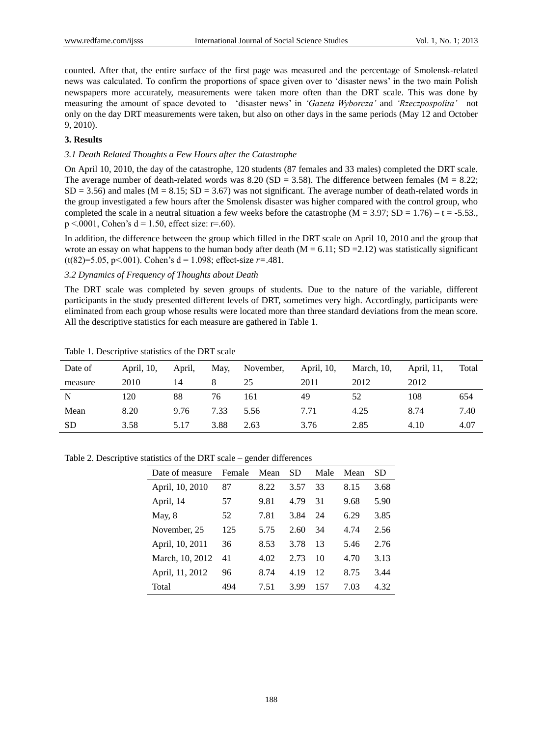counted. After that, the entire surface of the first page was measured and the percentage of Smolensk-related news was calculated. To confirm the proportions of space given over to 'disaster news' in the two main Polish newspapers more accurately, measurements were taken more often than the DRT scale. This was done by measuring the amount of space devoted to 'disaster news' in *'Gazeta Wyborcza'* and *'Rzeczpospolita'* not only on the day DRT measurements were taken, but also on other days in the same periods (May 12 and October 9, 2010).

## 3. Results

### *3.1 Death Related Thoughts a Few Hours after the Catastrophe*

On April 10, 2010, the day of the catastrophe, 120 students (87 females and 33 males) completed the DRT scale. The average number of death-related words was 8.20 ($SD = 3.58$). The difference between females ($M = 8.22$; $SD = 3.56$) and males ($M = 8.15$; $SD = 3.67$) was not significant. The average number of death-related words in the group investigated a few hours after the Smolensk disaster was higher compared with the control group, who completed the scale in a neutral situation a few weeks before the catastrophe ($M = 3.97$; $SD = 1.76$) – $t = -5.53.$, $p <.0001$, Cohen's $d = 1.50$, effect size: $r=.60$).

In addition, the difference between the group which filled in the DRT scale on April 10, 2010 and the group that wrote an essay on what happens to the human body after death ($M = 6.11$; $SD =2.12$) was statistically significant ($t(82)=5.05$, $p<.001$). Cohen's $d = 1.098$; effect-size $r=.481$.

### *3.2 Dynamics of Frequency of Thoughts about Death*

The DRT scale was completed by seven groups of students. Due to the nature of the variable, different participants in the study presented different levels of DRT, sometimes very high. Accordingly, participants were eliminated from each group whose results were located more than three standard deviations from the mean score. All the descriptive statistics for each measure are gathered in Table 1.

Table 1. Descriptive statistics of the DRT scale

| Date of measure | April, 10, 2010 | April, 14 | May, 8 | November, 25 | April, 10, 2011 | March, 10, 2012 | April, 11, 2012 | Total |
|---|---|---|---|---|---|---|---|---|
| N | 120 | 88 | 76 | 161 | 49 | 52 | 108 | 654 |
| Mean | 8.20 | 9.76 | 7.33 | 5.56 | 7.71 | 4.25 | 8.74 | 7.40 |
| SD | 3.58 | 5.17 | 3.88 | 2.63 | 3.76 | 2.85 | 4.10 | 4.07 |

Table 2. Descriptive statistics of the DRT scale – gender differences

| Date of measure | Female | Mean | SD | Male | Mean | SD |
|---|---|---|---|---|---|---|
| April, 10, 2010 | 87 | 8.22 | 3.57 | 33 | 8.15 | 3.68 |
| April, 14 | 57 | 9.81 | 4.79 | 31 | 9.68 | 5.90 |
| May, 8 | 52 | 7.81 | 3.84 | 24 | 6.29 | 3.85 |
| November, 25 | 125 | 5.75 | 2.60 | 34 | 4.74 | 2.56 |
| April, 10, 2011 | 36 | 8.53 | 3.78 | 13 | 5.46 | 2.76 |
| March, 10, 2012 | 41 | 4.02 | 2.73 | 10 | 4.70 | 3.13 |
| April, 11, 2012 | 96 | 8.74 | 4.19 | 12 | 8.75 | 3.44 |
| Total | 494 | 7.51 | 3.99 | 157 | 7.03 | 4.32 |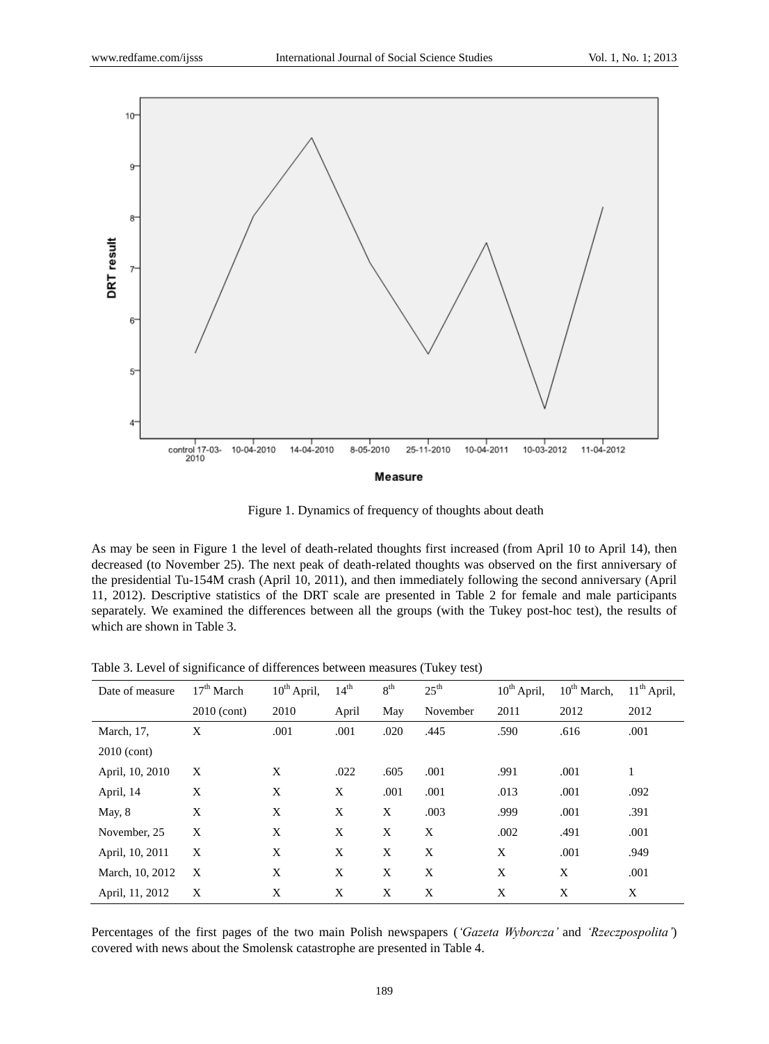Figure 1. Dynamics of frequency of thoughts about death

As may be seen in Figure 1 the level of death-related thoughts first increased (from April 10 to April 14), then decreased (to November 25). The next peak of death-related thoughts was observed on the first anniversary of the presidential Tu-154M crash (April 10, 2011), and then immediately following the second anniversary (April 11, 2012). Descriptive statistics of the DRT scale are presented in Table 2 for female and male participants separately. We examined the differences between all the groups (with the Tukey post-hoc test), the results of which are shown in Table 3.

Table 3. Level of significance of differences between measures (Tukey test)

| Date of measure | 17th March 2010 (cont) | 10th April, 2010 | 14th April | 8th May | 25th November | 10th April, 2011 | 10th March, 2012 | 11th April, 2012 |
|---|---|---|---|---|---|---|---|---|
| March, 17, 2010 (cont) | X | .001 | .001 | .020 | .445 | .590 | .616 | .001 |
| April, 10, 2010 | X | X | .022 | .605 | .001 | .991 | .001 | 1 |
| April, 14 | X | X | X | .001 | .001 | .013 | .001 | .092 |
| May, 8 | X | X | X | X | .003 | .999 | .001 | .391 |
| November, 25 | X | X | X | X | X | .002 | .491 | .001 |
| April, 10, 2011 | X | X | X | X | X | X | .001 | .949 |
| March, 10, 2012 | X | X | X | X | X | X | X | .001 |
| April, 11, 2012 | X | X | X | X | X | X | X | X |

Percentages of the first pages of the two main Polish newspapers (*'Gazeta Wyborcza'* and *'Rzeczpospolita'*) covered with news about the Smolensk catastrophe are presented in Table 4.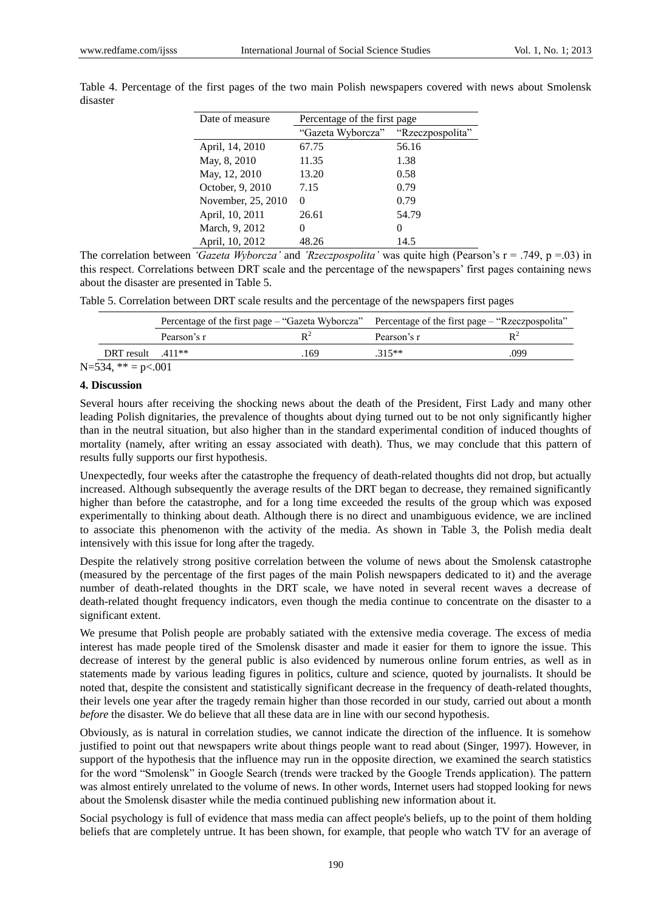Table 4. Percentage of the first pages of the two main Polish newspapers covered with news about Smolensk disaster

| Date of measure | Percentage of the first page | |
|---|---|---|
| | "Gazeta Wyborcza" | "Rzeczpospolita" |
| April, 14, 2010 | 67.75 | 56.16 |
| May, 8, 2010 | 11.35 | 1.38 |
| May, 12, 2010 | 13.20 | 0.58 |
| October, 9, 2010 | 7.15 | 0.79 |
| November, 25, 2010 | 0 | 0.79 |
| April, 10, 2011 | 26.61 | 54.79 |
| March, 9, 2012 | 0 | 0 |
| April, 10, 2012 | 48.26 | 14.5 |

The correlation between *'Gazeta Wyborcza'* and *'Rzeczpospolita'* was quite high (Pearson's $r = .749$, $p = .03$) in this respect. Correlations between DRT scale and the percentage of the newspapers' first pages containing news about the disaster are presented in Table 5.

Table 5. Correlation between DRT scale results and the percentage of the newspapers first pages

| | Percentage of the first page – "Gazeta Wyborcza" | | Percentage of the first page – "Rzeczpospolita" | |
|---|---|---|---|---|
| | Pearson's r | $R^2$ | Pearson's r | $R^2$ |
| DRT result | .411** | .169 | .315** | .099 |

N=534, ** = p<.001

## 4. Discussion

Several hours after receiving the shocking news about the death of the President, First Lady and many other leading Polish dignitaries, the prevalence of thoughts about dying turned out to be not only significantly higher than in the neutral situation, but also higher than in the standard experimental condition of induced thoughts of mortality (namely, after writing an essay associated with death). Thus, we may conclude that this pattern of results fully supports our first hypothesis.

Unexpectedly, four weeks after the catastrophe the frequency of death-related thoughts did not drop, but actually increased. Although subsequently the average results of the DRT began to decrease, they remained significantly higher than before the catastrophe, and for a long time exceeded the results of the group which was exposed experimentally to thinking about death. Although there is no direct and unambiguous evidence, we are inclined to associate this phenomenon with the activity of the media. As shown in Table 3, the Polish media dealt intensively with this issue for long after the tragedy.

Despite the relatively strong positive correlation between the volume of news about the Smolensk catastrophe (measured by the percentage of the first pages of the main Polish newspapers dedicated to it) and the average number of death-related thoughts in the DRT scale, we have noted in several recent waves a decrease of death-related thought frequency indicators, even though the media continue to concentrate on the disaster to a significant extent.

We presume that Polish people are probably satiated with the extensive media coverage. The excess of media interest has made people tired of the Smolensk disaster and made it easier for them to ignore the issue. This decrease of interest by the general public is also evidenced by numerous online forum entries, as well as in statements made by various leading figures in politics, culture and science, quoted by journalists. It should be noted that, despite the consistent and statistically significant decrease in the frequency of death-related thoughts, their levels one year after the tragedy remain higher than those recorded in our study, carried out about a month *before* the disaster. We do believe that all these data are in line with our second hypothesis.

Obviously, as is natural in correlation studies, we cannot indicate the direction of the influence. It is somehow justified to point out that newspapers write about things people want to read about (Singer, 1997). However, in support of the hypothesis that the influence may run in the opposite direction, we examined the search statistics for the word "Smolensk" in Google Search (trends were tracked by the Google Trends application). The pattern was almost entirely unrelated to the volume of news. In other words, Internet users had stopped looking for news about the Smolensk disaster while the media continued publishing new information about it.

Social psychology is full of evidence that mass media can affect people's beliefs, up to the point of them holding beliefs that are completely untrue. It has been shown, for example, that people who watch TV for an average of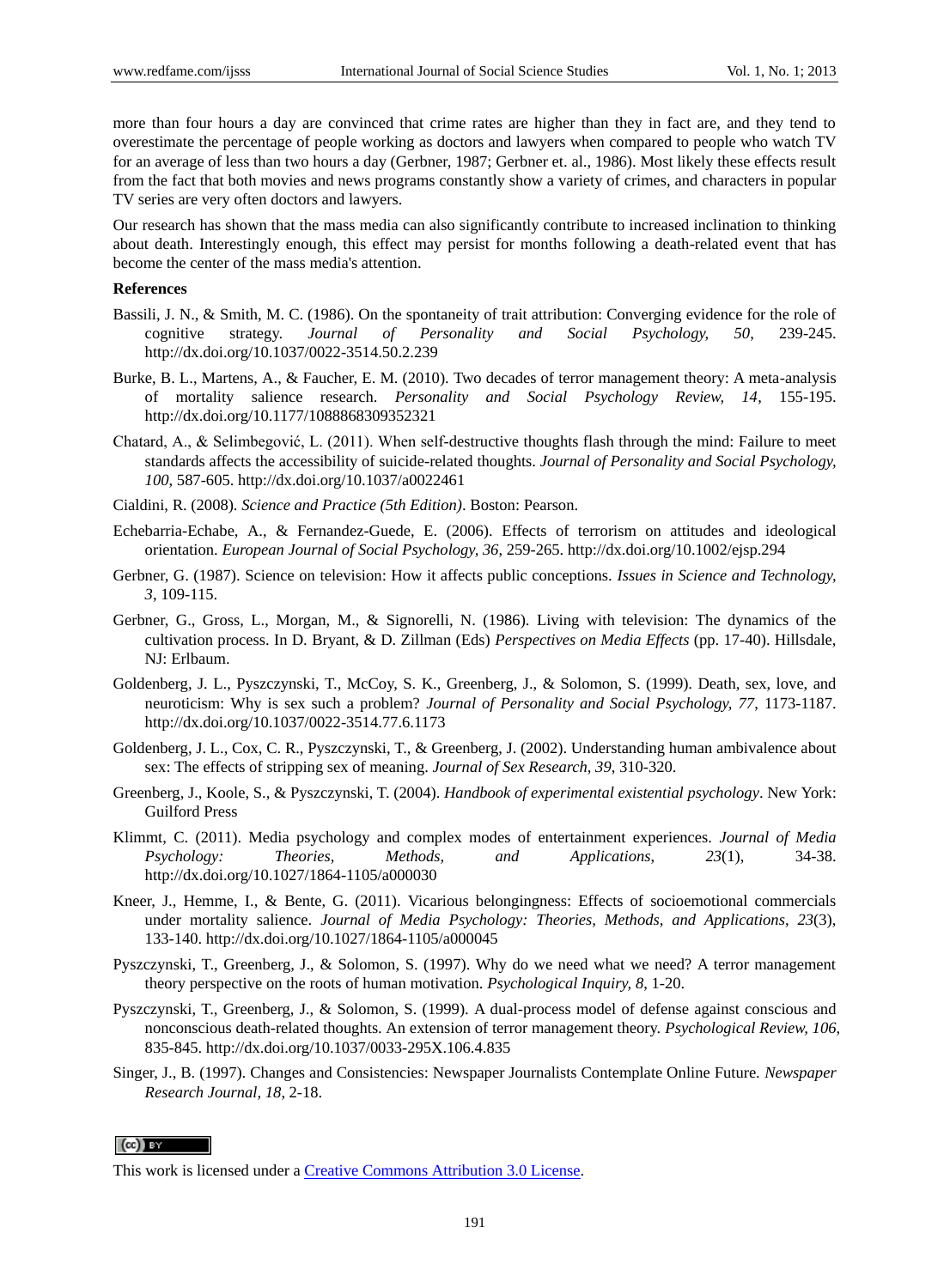more than four hours a day are convinced that crime rates are higher than they in fact are, and they tend to overestimate the percentage of people working as doctors and lawyers when compared to people who watch TV for an average of less than two hours a day (Gerbner, 1987; Gerbner et. al., 1986). Most likely these effects result from the fact that both movies and news programs constantly show a variety of crimes, and characters in popular TV series are very often doctors and lawyers.

Our research has shown that the mass media can also significantly contribute to increased inclination to thinking about death. Interestingly enough, this effect may persist for months following a death-related event that has become the center of the mass media's attention.

**References**

Bassili, J. N., & Smith, M. C. (1986). On the spontaneity of trait attribution: Converging evidence for the role of cognitive strategy. *Journal of Personality and Social Psychology, 50*, 239-245. http://dx.doi.org/10.1037/0022-3514.50.2.239

Burke, B. L., Martens, A., & Faucher, E. M. (2010). Two decades of terror management theory: A meta-analysis of mortality salience research. *Personality and Social Psychology Review, 14*, 155-195. http://dx.doi.org/10.1177/1088868309352321

Chatard, A., & Selimbegović, L. (2011). When self-destructive thoughts flash through the mind: Failure to meet standards affects the accessibility of suicide-related thoughts. *Journal of Personality and Social Psychology, 100*, 587-605. http://dx.doi.org/10.1037/a0022461

Cialdini, R. (2008). *Science and Practice (5th Edition)*. Boston: Pearson.

Echebarria-Echabe, A., & Fernandez-Guede, E. (2006). Effects of terrorism on attitudes and ideological orientation. *European Journal of Social Psychology, 36*, 259-265. http://dx.doi.org/10.1002/ejsp.294

Gerbner, G. (1987). Science on television: How it affects public conceptions. *Issues in Science and Technology, 3*, 109-115.

Gerbner, G., Gross, L., Morgan, M., & Signorelli, N. (1986). Living with television: The dynamics of the cultivation process. In D. Bryant, & D. Zillman (Eds) *Perspectives on Media Effects* (pp. 17-40). Hillsdale, NJ: Erlbaum.

Goldenberg, J. L., Pyszczynski, T., McCoy, S. K., Greenberg, J., & Solomon, S. (1999). Death, sex, love, and neuroticism: Why is sex such a problem? *Journal of Personality and Social Psychology, 77*, 1173-1187. http://dx.doi.org/10.1037/0022-3514.77.6.1173

Goldenberg, J. L., Cox, C. R., Pyszczynski, T., & Greenberg, J. (2002). Understanding human ambivalence about sex: The effects of stripping sex of meaning. *Journal of Sex Research, 39*, 310-320.

Greenberg, J., Koole, S., & Pyszczynski, T. (2004). *Handbook of experimental existential psychology*. New York: Guilford Press

Klimmt, C. (2011). Media psychology and complex modes of entertainment experiences. *Journal of Media Psychology: Theories, Methods, and Applications*, *23*(1), 34-38. http://dx.doi.org/10.1027/1864-1105/a000030

Kneer, J., Hemme, I., & Bente, G. (2011). Vicarious belongingness: Effects of socioemotional commercials under mortality salience. *Journal of Media Psychology: Theories, Methods, and Applications*, *23*(3), 133-140. http://dx.doi.org/10.1027/1864-1105/a000045

Pyszczynski, T., Greenberg, J., & Solomon, S. (1997). Why do we need what we need? A terror management theory perspective on the roots of human motivation. *Psychological Inquiry, 8*, 1-20.

Pyszczynski, T., Greenberg, J., & Solomon, S. (1999). A dual-process model of defense against conscious and nonconscious death-related thoughts. An extension of terror management theory. *Psychological Review, 106*, 835-845. http://dx.doi.org/10.1037/0033-295X.106.4.835

Singer, J., B. (1997). Changes and Consistencies: Newspaper Journalists Contemplate Online Future. *Newspaper Research Journal, 18*, 2-18.

This work is licensed under a Creative Commons Attribution 3.0 License.